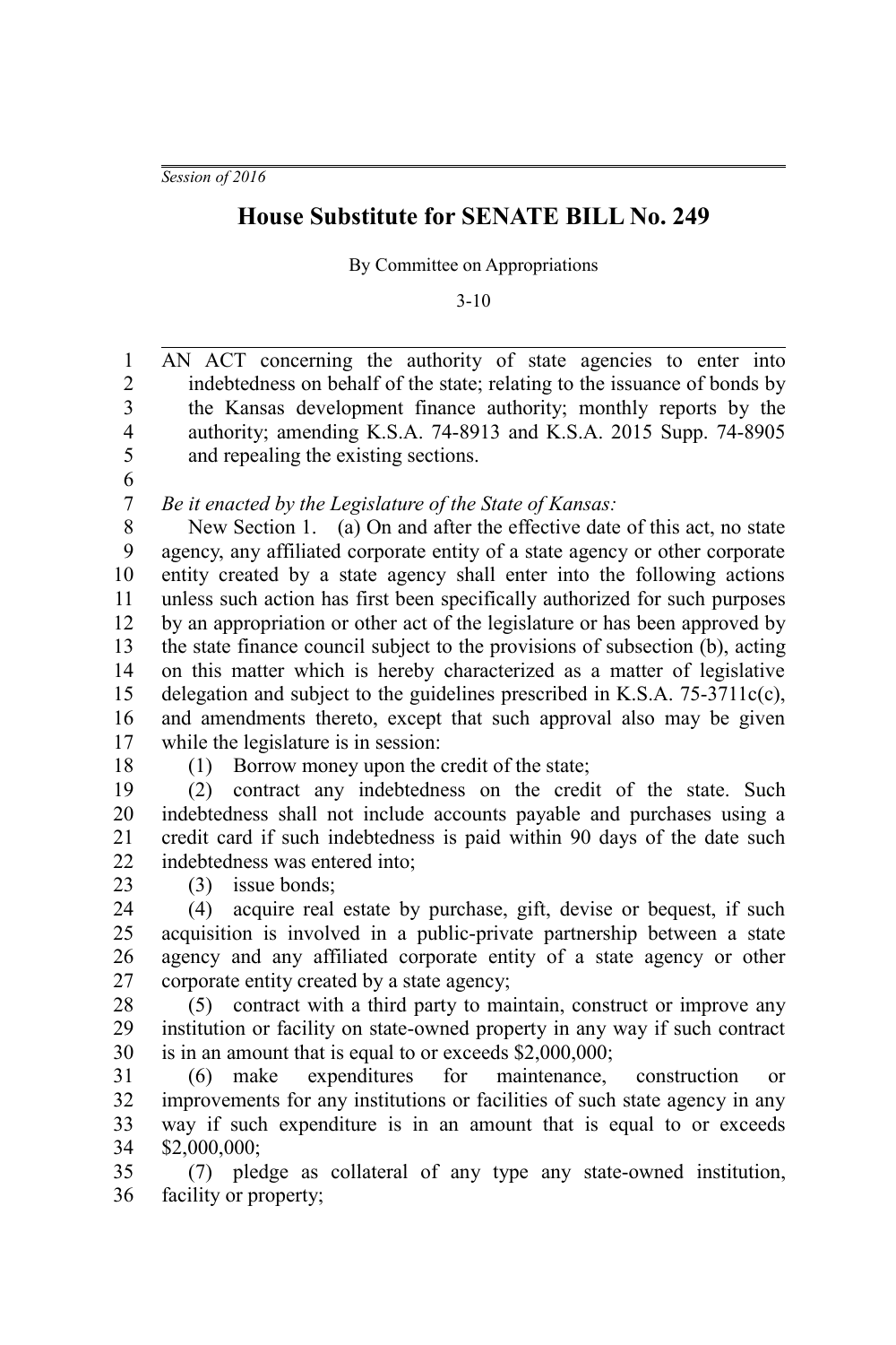*Session of 2016*

# House Substitute for SENATE BILL No. 249

By Committee on Appropriations

3-10

AN ACT concerning the authority of state agencies to enter into indebtedness on behalf of the state; relating to the issuance of bonds by the Kansas development finance authority; monthly reports by the authority; amending K.S.A. 74-8913 and K.S.A. 2015 Supp. 74-8905 and repealing the existing sections.

*Be it enacted by the Legislature of the State of Kansas:*

New Section 1. (a) On and after the effective date of this act, no state agency, any affiliated corporate entity of a state agency or other corporate entity created by a state agency shall enter into the following actions unless such action has first been specifically authorized for such purposes by an appropriation or other act of the legislature or has been approved by the state finance council subject to the provisions of subsection (b), acting on this matter which is hereby characterized as a matter of legislative delegation and subject to the guidelines prescribed in K.S.A. 75-3711c(c), and amendments thereto, except that such approval also may be given while the legislature is in session:

(1) Borrow money upon the credit of the state;

(2) contract any indebtedness on the credit of the state. Such indebtedness shall not include accounts payable and purchases using a credit card if such indebtedness is paid within 90 days of the date such indebtedness was entered into;

(3) issue bonds;

(4) acquire real estate by purchase, gift, devise or bequest, if such acquisition is involved in a public-private partnership between a state agency and any affiliated corporate entity of a state agency or other corporate entity created by a state agency;

(5) contract with a third party to maintain, construct or improve any institution or facility on state-owned property in any way if such contract is in an amount that is equal to or exceeds $2,000,000;

(6) make expenditures for maintenance, construction or improvements for any institutions or facilities of such state agency in any way if such expenditure is in an amount that is equal to or exceeds $2,000,000;

(7) pledge as collateral of any type any state-owned institution, facility or property;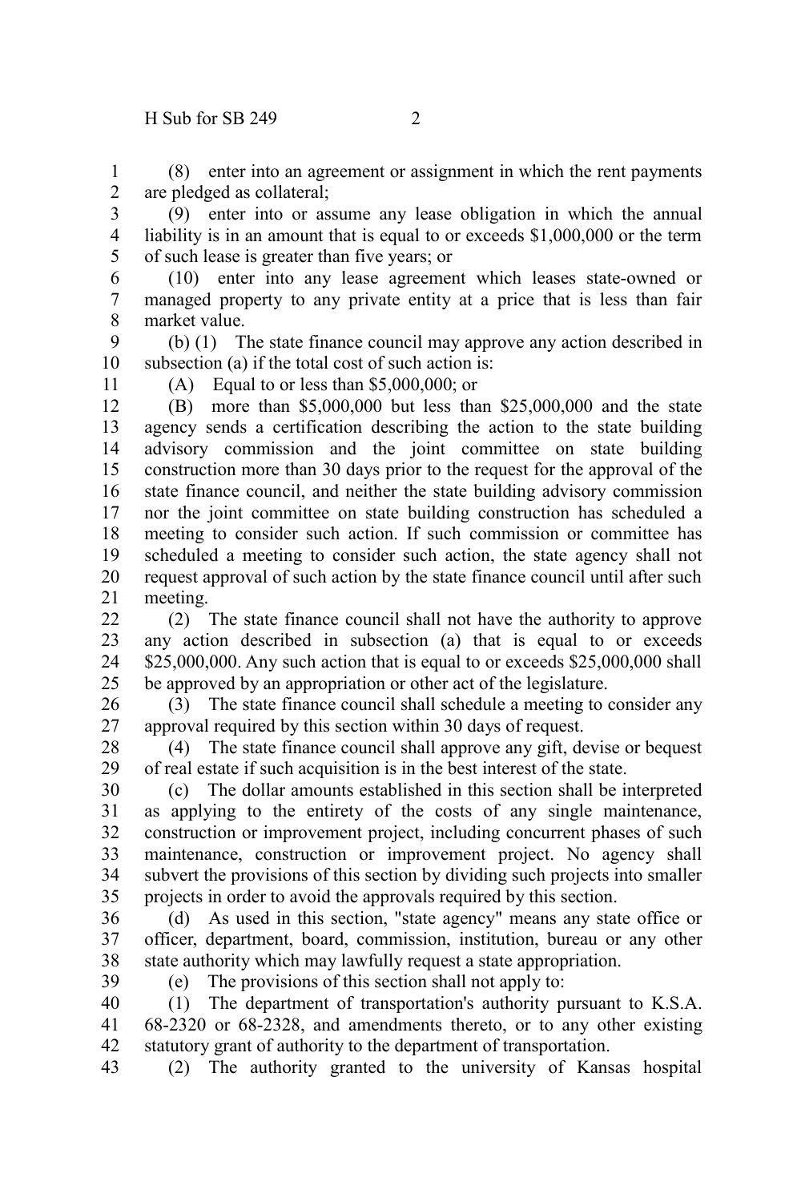(8) enter into an agreement or assignment in which the rent payments are pledged as collateral;

(9) enter into or assume any lease obligation in which the annual liability is in an amount that is equal to or exceeds $1,000,000 or the term of such lease is greater than five years; or

(10) enter into any lease agreement which leases state-owned or managed property to any private entity at a price that is less than fair market value.

(b) (1) The state finance council may approve any action described in subsection (a) if the total cost of such action is:

(A) Equal to or less than $5,000,000; or

(B) more than $5,000,000 but less than $25,000,000 and the state agency sends a certification describing the action to the state building advisory commission and the joint committee on state building construction more than 30 days prior to the request for the approval of the state finance council, and neither the state building advisory commission nor the joint committee on state building construction has scheduled a meeting to consider such action. If such commission or committee has scheduled a meeting to consider such action, the state agency shall not request approval of such action by the state finance council until after such meeting.

(2) The state finance council shall not have the authority to approve any action described in subsection (a) that is equal to or exceeds $25,000,000. Any such action that is equal to or exceeds $25,000,000 shall be approved by an appropriation or other act of the legislature.

(3) The state finance council shall schedule a meeting to consider any approval required by this section within 30 days of request.

(4) The state finance council shall approve any gift, devise or bequest of real estate if such acquisition is in the best interest of the state.

(c) The dollar amounts established in this section shall be interpreted as applying to the entirety of the costs of any single maintenance, construction or improvement project, including concurrent phases of such maintenance, construction or improvement project. No agency shall subvert the provisions of this section by dividing such projects into smaller projects in order to avoid the approvals required by this section.

(d) As used in this section, "state agency" means any state office or officer, department, board, commission, institution, bureau or any other state authority which may lawfully request a state appropriation.

(e) The provisions of this section shall not apply to:

(1) The department of transportation's authority pursuant to K.S.A. 68-2320 or 68-2328, and amendments thereto, or to any other existing statutory grant of authority to the department of transportation.

(2) The authority granted to the university of Kansas hospital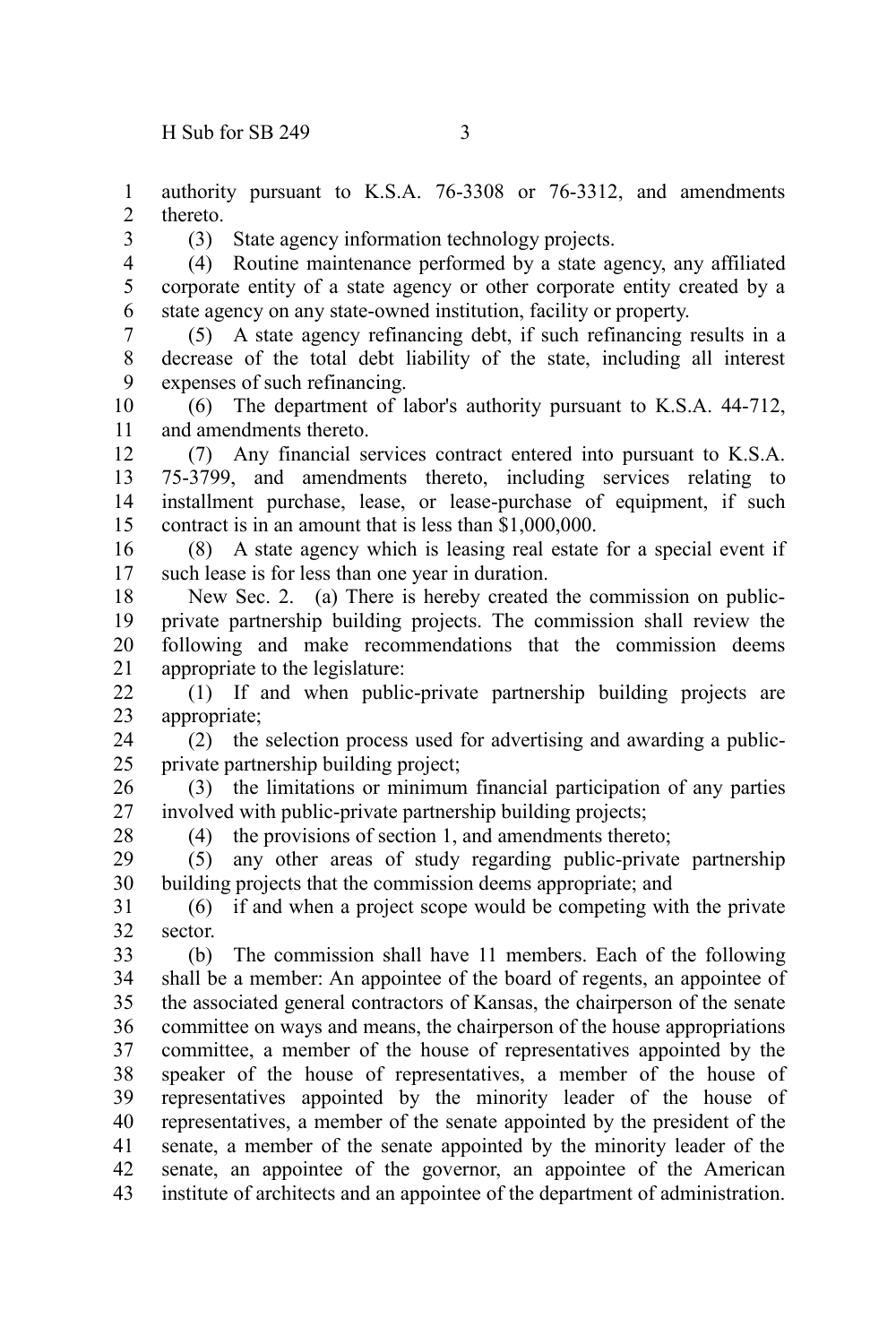authority pursuant to K.S.A. 76-3308 or 76-3312, and amendments thereto.

(3) State agency information technology projects.

(4) Routine maintenance performed by a state agency, any affiliated corporate entity of a state agency or other corporate entity created by a state agency on any state-owned institution, facility or property.

(5) A state agency refinancing debt, if such refinancing results in a decrease of the total debt liability of the state, including all interest expenses of such refinancing.

(6) The department of labor's authority pursuant to K.S.A. 44-712, and amendments thereto.

(7) Any financial services contract entered into pursuant to K.S.A. 75-3799, and amendments thereto, including services relating to installment purchase, lease, or lease-purchase of equipment, if such contract is in an amount that is less than $1,000,000.

(8) A state agency which is leasing real estate for a special event if such lease is for less than one year in duration.

New Sec. 2. (a) There is hereby created the commission on public-private partnership building projects. The commission shall review the following and make recommendations that the commission deems appropriate to the legislature:

(1) If and when public-private partnership building projects are appropriate;

(2) the selection process used for advertising and awarding a public-private partnership building project;

(3) the limitations or minimum financial participation of any parties involved with public-private partnership building projects;

(4) the provisions of section 1, and amendments thereto;

(5) any other areas of study regarding public-private partnership building projects that the commission deems appropriate; and

(6) if and when a project scope would be competing with the private sector.

(b) The commission shall have 11 members. Each of the following shall be a member: An appointee of the board of regents, an appointee of the associated general contractors of Kansas, the chairperson of the senate committee on ways and means, the chairperson of the house appropriations committee, a member of the house of representatives appointed by the speaker of the house of representatives, a member of the house of representatives appointed by the minority leader of the house of representatives, a member of the senate appointed by the president of the senate, a member of the senate appointed by the minority leader of the senate, an appointee of the governor, an appointee of the American institute of architects and an appointee of the department of administration.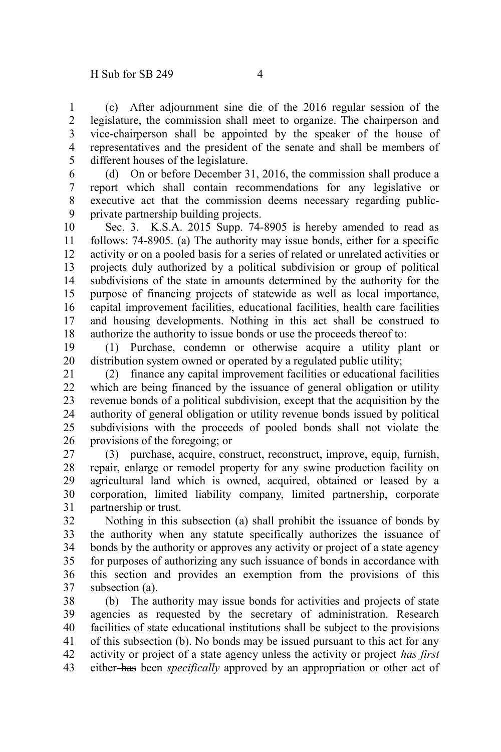(c) After adjournment sine die of the 2016 regular session of the legislature, the commission shall meet to organize. The chairperson and vice-chairperson shall be appointed by the speaker of the house of representatives and the president of the senate and shall be members of different houses of the legislature.

(d) On or before December 31, 2016, the commission shall produce a report which shall contain recommendations for any legislative or executive act that the commission deems necessary regarding public-private partnership building projects.

Sec. 3. K.S.A. 2015 Supp. 74-8905 is hereby amended to read as follows: 74-8905. (a) The authority may issue bonds, either for a specific activity or on a pooled basis for a series of related or unrelated activities or projects duly authorized by a political subdivision or group of political subdivisions of the state in amounts determined by the authority for the purpose of financing projects of statewide as well as local importance, capital improvement facilities, educational facilities, health care facilities and housing developments. Nothing in this act shall be construed to authorize the authority to issue bonds or use the proceeds thereof to:

(1) Purchase, condemn or otherwise acquire a utility plant or distribution system owned or operated by a regulated public utility;

(2) finance any capital improvement facilities or educational facilities which are being financed by the issuance of general obligation or utility revenue bonds of a political subdivision, except that the acquisition by the authority of general obligation or utility revenue bonds issued by political subdivisions with the proceeds of pooled bonds shall not violate the provisions of the foregoing; or

(3) purchase, acquire, construct, reconstruct, improve, equip, furnish, repair, enlarge or remodel property for any swine production facility on agricultural land which is owned, acquired, obtained or leased by a corporation, limited liability company, limited partnership, corporate partnership or trust.

Nothing in this subsection (a) shall prohibit the issuance of bonds by the authority when any statute specifically authorizes the issuance of bonds by the authority or approves any activity or project of a state agency for purposes of authorizing any such issuance of bonds in accordance with this section and provides an exemption from the provisions of this subsection (a).

(b) The authority may issue bonds for activities and projects of state agencies as requested by the secretary of administration. Research facilities of state educational institutions shall be subject to the provisions of this subsection (b). No bonds may be issued pursuant to this act for any activity or project of a state agency unless the activity or project *has first* either ~~has~~ been *specifically* approved by an appropriation or other act of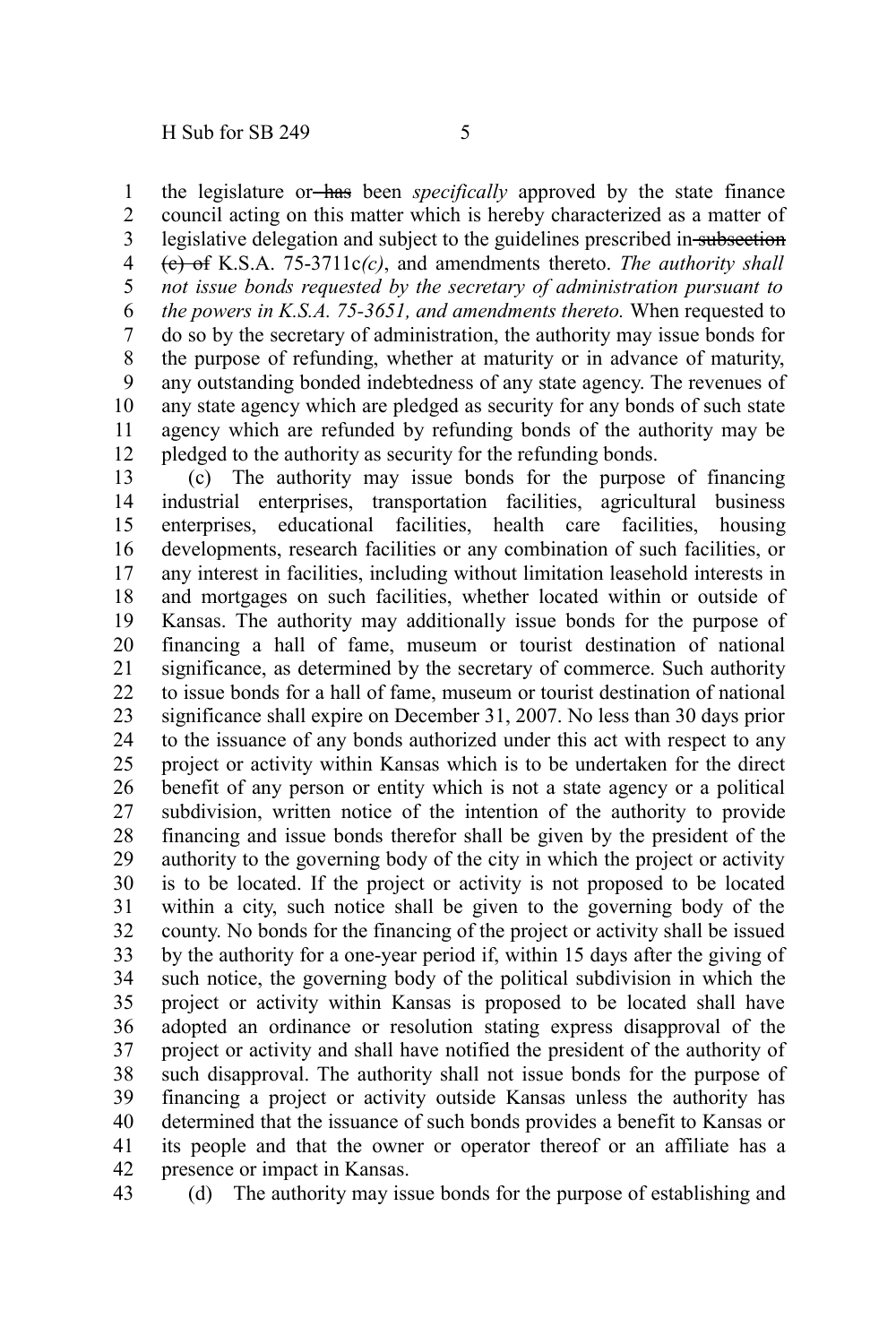the legislature or ~~has~~ been *specifically* approved by the state finance council acting on this matter which is hereby characterized as a matter of legislative delegation and subject to the guidelines prescribed in ~~subsection (c) of~~ K.S.A. 75-3711c*(c)*, and amendments thereto. *The authority shall not issue bonds requested by the secretary of administration pursuant to the powers in K.S.A. 75-3651, and amendments thereto.* When requested to do so by the secretary of administration, the authority may issue bonds for the purpose of refunding, whether at maturity or in advance of maturity, any outstanding bonded indebtedness of any state agency. The revenues of any state agency which are pledged as security for any bonds of such state agency which are refunded by refunding bonds of the authority may be pledged to the authority as security for the refunding bonds.

(c) The authority may issue bonds for the purpose of financing industrial enterprises, transportation facilities, agricultural business enterprises, educational facilities, health care facilities, housing developments, research facilities or any combination of such facilities, or any interest in facilities, including without limitation leasehold interests in and mortgages on such facilities, whether located within or outside of Kansas. The authority may additionally issue bonds for the purpose of financing a hall of fame, museum or tourist destination of national significance, as determined by the secretary of commerce. Such authority to issue bonds for a hall of fame, museum or tourist destination of national significance shall expire on December 31, 2007. No less than 30 days prior to the issuance of any bonds authorized under this act with respect to any project or activity within Kansas which is to be undertaken for the direct benefit of any person or entity which is not a state agency or a political subdivision, written notice of the intention of the authority to provide financing and issue bonds therefor shall be given by the president of the authority to the governing body of the city in which the project or activity is to be located. If the project or activity is not proposed to be located within a city, such notice shall be given to the governing body of the county. No bonds for the financing of the project or activity shall be issued by the authority for a one-year period if, within 15 days after the giving of such notice, the governing body of the political subdivision in which the project or activity within Kansas is proposed to be located shall have adopted an ordinance or resolution stating express disapproval of the project or activity and shall have notified the president of the authority of such disapproval. The authority shall not issue bonds for the purpose of financing a project or activity outside Kansas unless the authority has determined that the issuance of such bonds provides a benefit to Kansas or its people and that the owner or operator thereof or an affiliate has a presence or impact in Kansas.

(d) The authority may issue bonds for the purpose of establishing and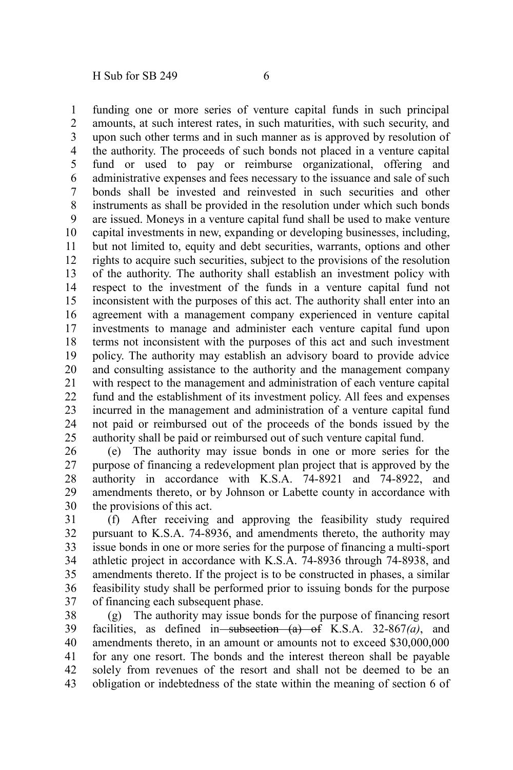funding one or more series of venture capital funds in such principal amounts, at such interest rates, in such maturities, with such security, and upon such other terms and in such manner as is approved by resolution of the authority. The proceeds of such bonds not placed in a venture capital fund or used to pay or reimburse organizational, offering and administrative expenses and fees necessary to the issuance and sale of such bonds shall be invested and reinvested in such securities and other instruments as shall be provided in the resolution under which such bonds are issued. Moneys in a venture capital fund shall be used to make venture capital investments in new, expanding or developing businesses, including, but not limited to, equity and debt securities, warrants, options and other rights to acquire such securities, subject to the provisions of the resolution of the authority. The authority shall establish an investment policy with respect to the investment of the funds in a venture capital fund not inconsistent with the purposes of this act. The authority shall enter into an agreement with a management company experienced in venture capital investments to manage and administer each venture capital fund upon terms not inconsistent with the purposes of this act and such investment policy. The authority may establish an advisory board to provide advice and consulting assistance to the authority and the management company with respect to the management and administration of each venture capital fund and the establishment of its investment policy. All fees and expenses incurred in the management and administration of a venture capital fund not paid or reimbursed out of the proceeds of the bonds issued by the authority shall be paid or reimbursed out of such venture capital fund.

(e) The authority may issue bonds in one or more series for the purpose of financing a redevelopment plan project that is approved by the authority in accordance with K.S.A. 74-8921 and 74-8922, and amendments thereto, or by Johnson or Labette county in accordance with the provisions of this act.

(f) After receiving and approving the feasibility study required pursuant to K.S.A. 74-8936, and amendments thereto, the authority may issue bonds in one or more series for the purpose of financing a multi-sport athletic project in accordance with K.S.A. 74-8936 through 74-8938, and amendments thereto. If the project is to be constructed in phases, a similar feasibility study shall be performed prior to issuing bonds for the purpose of financing each subsequent phase.

(g) The authority may issue bonds for the purpose of financing resort facilities, as defined in ~~subsection (a) of~~ K.S.A. 32-867*(a)*, and amendments thereto, in an amount or amounts not to exceed $30,000,000 for any one resort. The bonds and the interest thereon shall be payable solely from revenues of the resort and shall not be deemed to be an obligation or indebtedness of the state within the meaning of section 6 of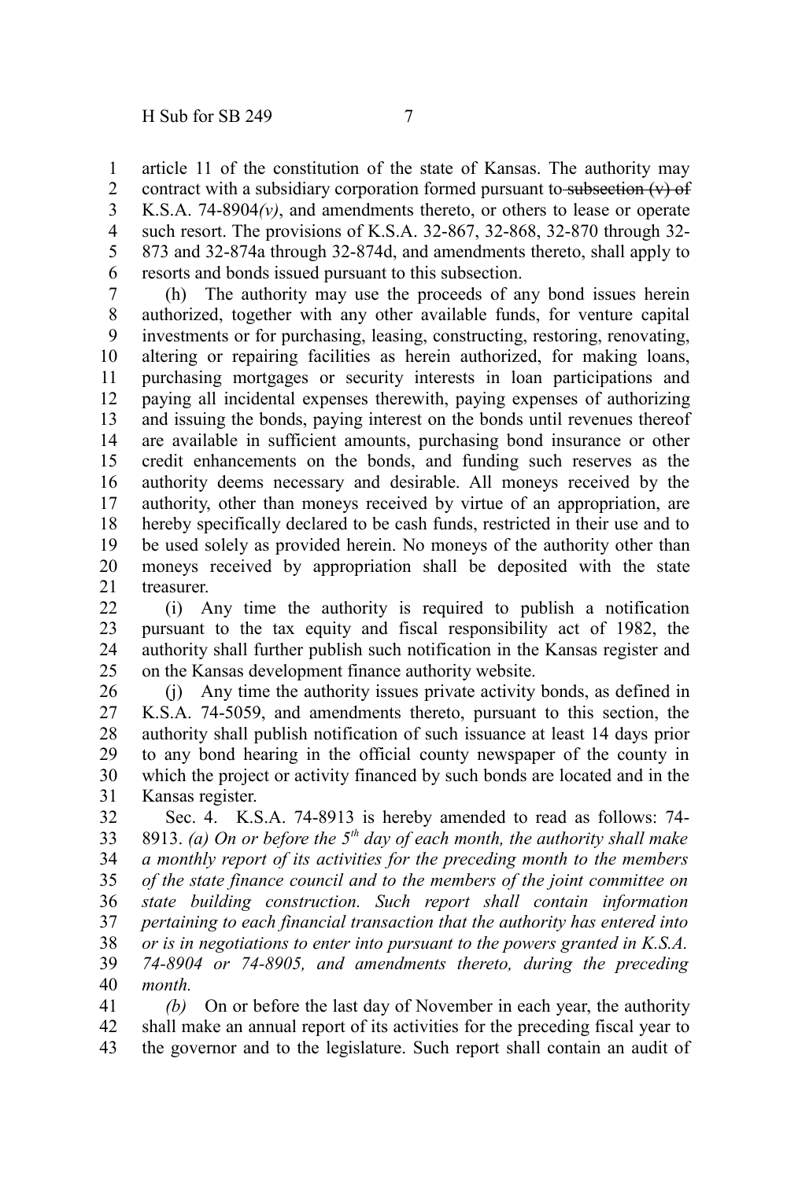article 11 of the constitution of the state of Kansas. The authority may contract with a subsidiary corporation formed pursuant to ~~subsection (v) of~~ K.S.A. 74-8904*(v)*, and amendments thereto, or others to lease or operate such resort. The provisions of K.S.A. 32-867, 32-868, 32-870 through 32-873 and 32-874a through 32-874d, and amendments thereto, shall apply to resorts and bonds issued pursuant to this subsection.

(h) The authority may use the proceeds of any bond issues herein authorized, together with any other available funds, for venture capital investments or for purchasing, leasing, constructing, restoring, renovating, altering or repairing facilities as herein authorized, for making loans, purchasing mortgages or security interests in loan participations and paying all incidental expenses therewith, paying expenses of authorizing and issuing the bonds, paying interest on the bonds until revenues thereof are available in sufficient amounts, purchasing bond insurance or other credit enhancements on the bonds, and funding such reserves as the authority deems necessary and desirable. All moneys received by the authority, other than moneys received by virtue of an appropriation, are hereby specifically declared to be cash funds, restricted in their use and to be used solely as provided herein. No moneys of the authority other than moneys received by appropriation shall be deposited with the state treasurer.

(i) Any time the authority is required to publish a notification pursuant to the tax equity and fiscal responsibility act of 1982, the authority shall further publish such notification in the Kansas register and on the Kansas development finance authority website.

(j) Any time the authority issues private activity bonds, as defined in K.S.A. 74-5059, and amendments thereto, pursuant to this section, the authority shall publish notification of such issuance at least 14 days prior to any bond hearing in the official county newspaper of the county in which the project or activity financed by such bonds are located and in the Kansas register.

Sec. 4. K.S.A. 74-8913 is hereby amended to read as follows: 74-8913. *(a) On or before the 5th day of each month, the authority shall make a monthly report of its activities for the preceding month to the members of the state finance council and to the members of the joint committee on state building construction. Such report shall contain information pertaining to each financial transaction that the authority has entered into or is in negotiations to enter into pursuant to the powers granted in K.S.A. 74-8904 or 74-8905, and amendments thereto, during the preceding month.*

*(b)* On or before the last day of November in each year, the authority shall make an annual report of its activities for the preceding fiscal year to the governor and to the legislature. Such report shall contain an audit of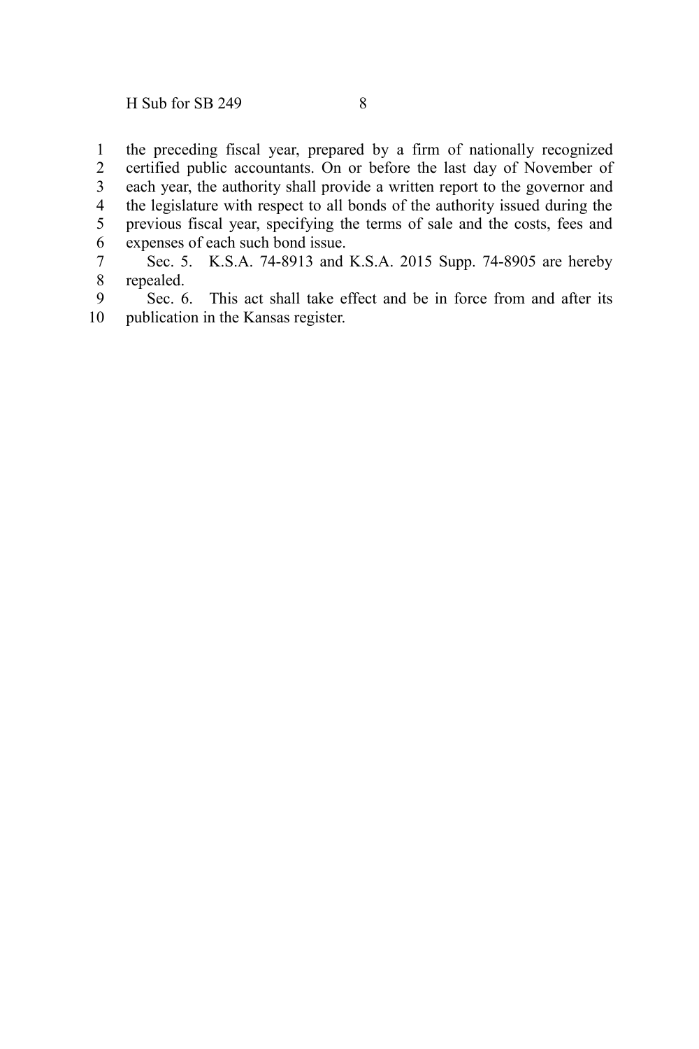the preceding fiscal year, prepared by a firm of nationally recognized certified public accountants. On or before the last day of November of each year, the authority shall provide a written report to the governor and the legislature with respect to all bonds of the authority issued during the previous fiscal year, specifying the terms of sale and the costs, fees and expenses of each such bond issue.

Sec. 5. K.S.A. 74-8913 and K.S.A. 2015 Supp. 74-8905 are hereby repealed.

Sec. 6. This act shall take effect and be in force from and after its publication in the Kansas register.